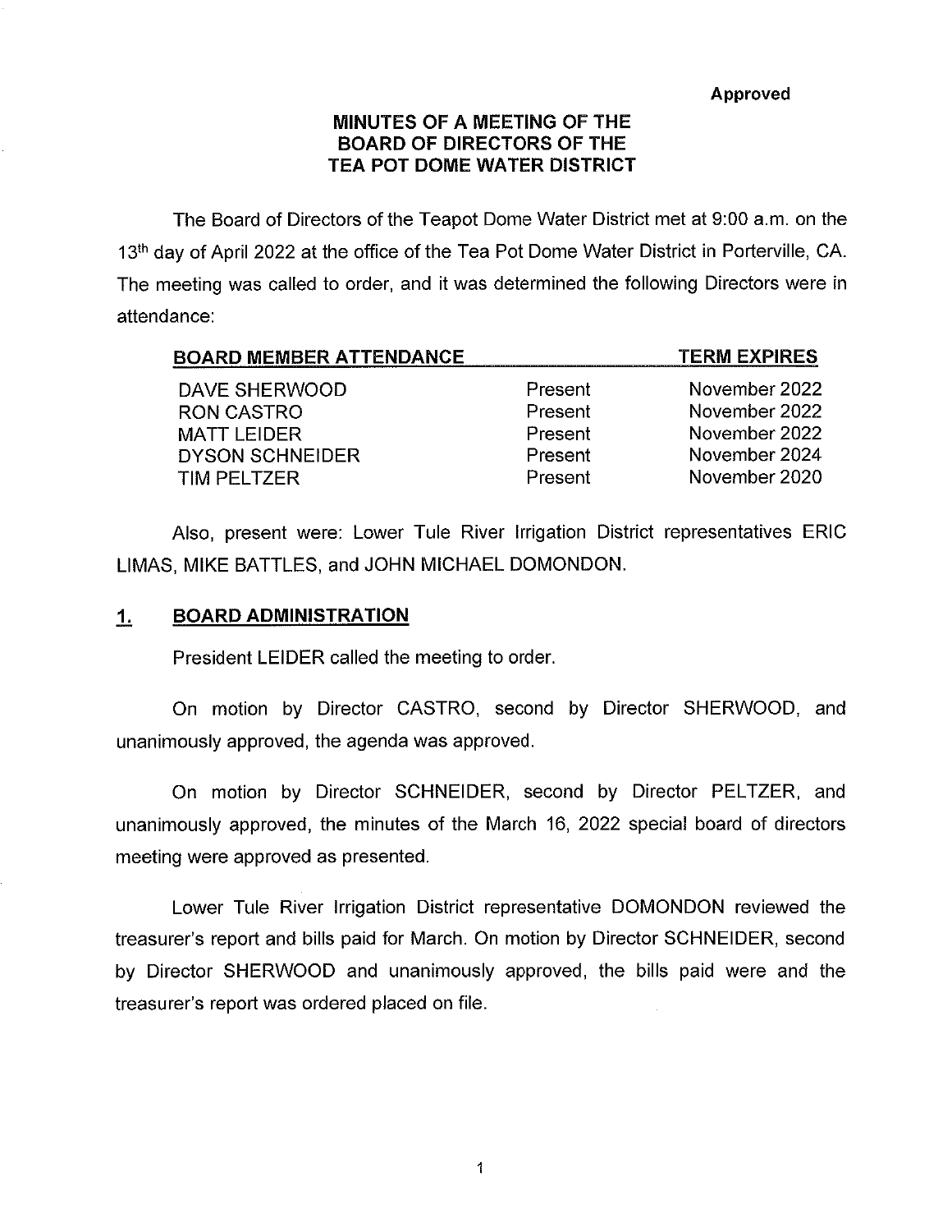Approved

# MINUTES OF A MEETING OF THE BOARD OF DIRECTORS OF THE TEA POT DOME WATER DISTRICT

The Board of Directors of the Teapot Dome Water District met at 9:00 a.m. on the 13th day of April 2022 at the office of the Tea Pot Dome Water District in Porterville, CA. The meeting was called to order, and it was determined the following Directors were in attendance:

| BOARD MEMBER ATTENDANCE | | TERM EXPIRES |
|---|---|---|
| DAVE SHERWOOD | Present | November 2022 |
| RON CASTRO | Present | November 2022 |
| MATT LEIDER | Present | November 2022 |
| DYSON SCHNEIDER | Present | November 2024 |
| TIM PELTZER | Present | November 2020 |

Also, present were: Lower Tule River Irrigation District representatives ERIC LIMAS, MIKE BATTLES, and JOHN MICHAEL DOMONDON.

## 1. BOARD ADMINISTRATION

President LEIDER called the meeting to order.

On motion by Director CASTRO, second by Director SHERWOOD, and unanimously approved, the agenda was approved.

On motion by Director SCHNEIDER, second by Director PELTZER, and unanimously approved, the minutes of the March 16, 2022 special board of directors meeting were approved as presented.

Lower Tule River Irrigation District representative DOMONDON reviewed the treasurer's report and bills paid for March. On motion by Director SCHNEIDER, second by Director SHERWOOD and unanimously approved, the bills paid were and the treasurer's report was ordered placed on file.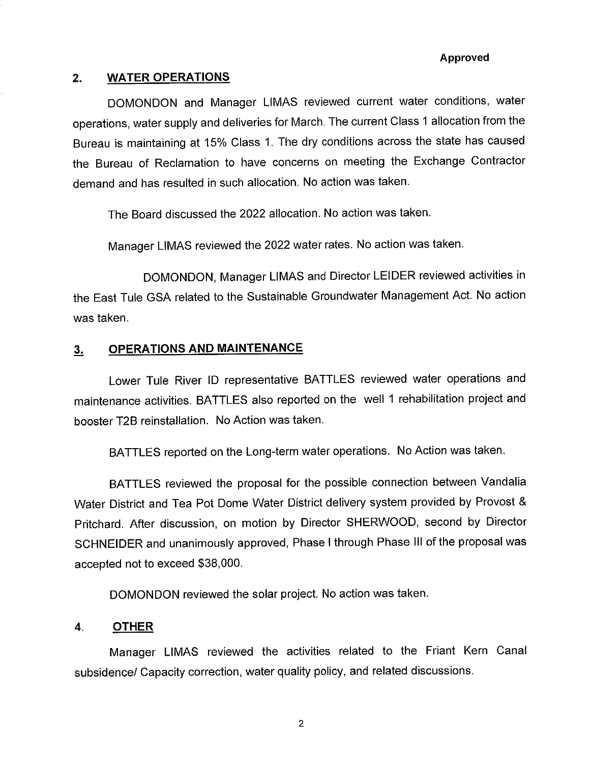**Approved**

## 2. WATER OPERATIONS

DOMONDON and Manager LIMAS reviewed current water conditions, water operations, water supply and deliveries for March. The current Class 1 allocation from the Bureau is maintaining at 15% Class 1. The dry conditions across the state has caused the Bureau of Reclamation to have concerns on meeting the Exchange Contractor demand and has resulted in such allocation. No action was taken.

The Board discussed the 2022 allocation. No action was taken.

Manager LIMAS reviewed the 2022 water rates. No action was taken.

DOMONDON, Manager LIMAS and Director LEIDER reviewed activities in the East Tule GSA related to the Sustainable Groundwater Management Act. No action was taken.

## 3. OPERATIONS AND MAINTENANCE

Lower Tule River ID representative BATTLES reviewed water operations and maintenance activities. BATTLES also reported on the well 1 rehabilitation project and booster T2B reinstallation. No Action was taken.

BATTLES reported on the Long-term water operations. No Action was taken.

BATTLES reviewed the proposal for the possible connection between Vandalia Water District and Tea Pot Dome Water District delivery system provided by Provost & Pritchard. After discussion, on motion by Director SHERWOOD, second by Director SCHNEIDER and unanimously approved, Phase I through Phase III of the proposal was accepted not to exceed $38,000.

DOMONDON reviewed the solar project. No action was taken.

## 4. OTHER

Manager LIMAS reviewed the activities related to the Friant Kern Canal subsidence/ Capacity correction, water quality policy, and related discussions.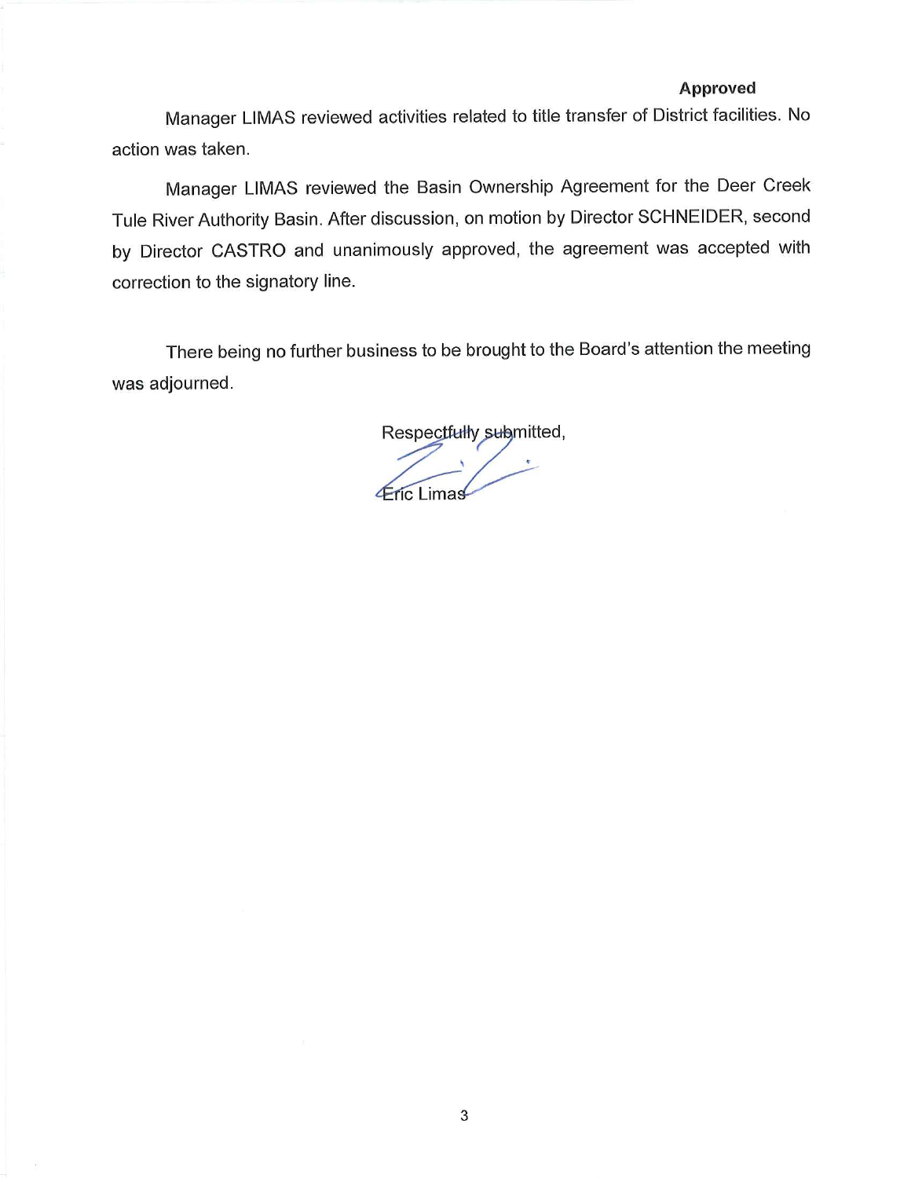**Approved**

Manager LIMAS reviewed activities related to title transfer of District facilities. No action was taken.

Manager LIMAS reviewed the Basin Ownership Agreement for the Deer Creek Tule River Authority Basin. After discussion, on motion by Director SCHNEIDER, second by Director CASTRO and unanimously approved, the agreement was accepted with correction to the signatory line.

There being no further business to be brought to the Board's attention the meeting was adjourned.

Respectfully submitted,

Eric Limas